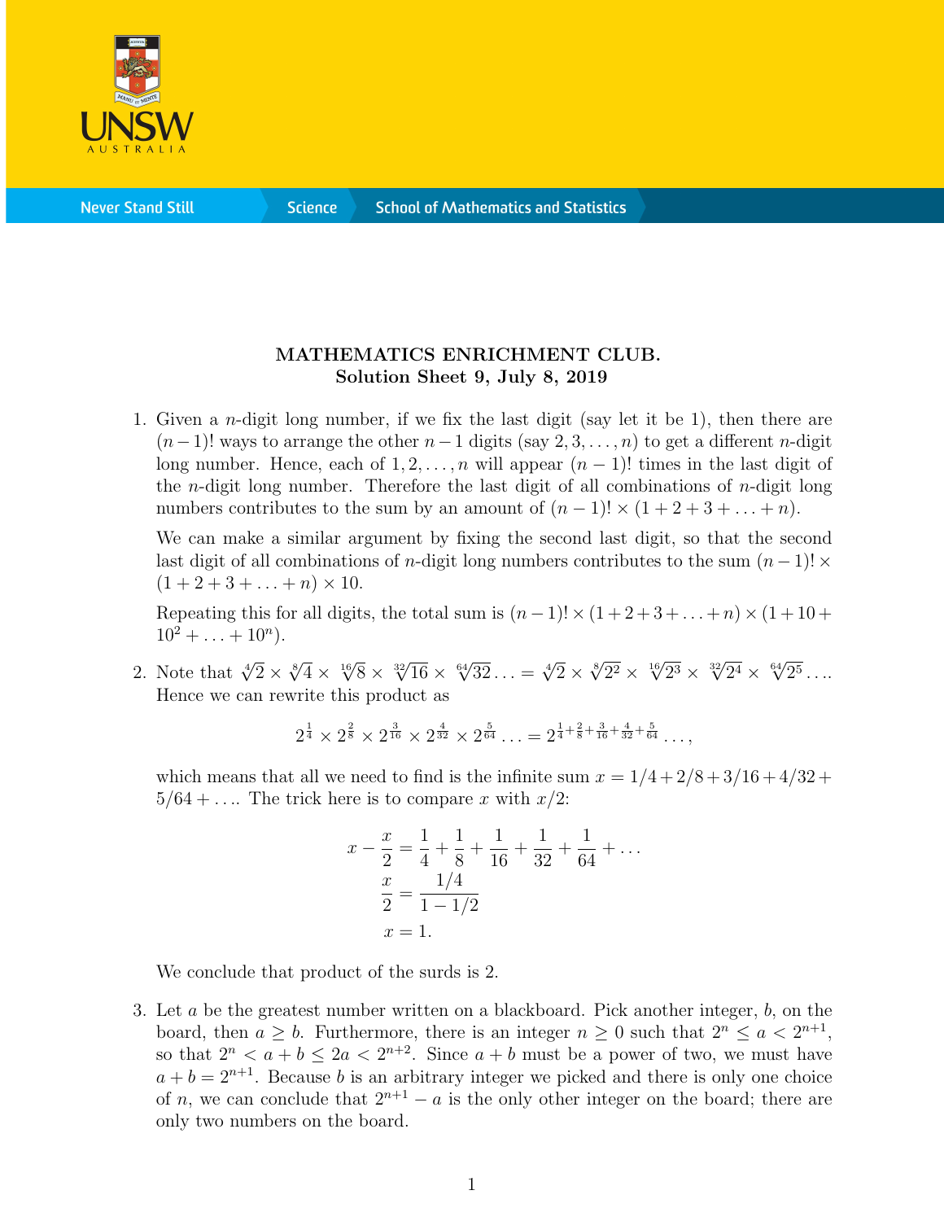**MATHEMATICS ENRICHMENT CLUB.**
**Solution Sheet 9, July 8, 2019**

1. Given a $n$-digit long number, if we fix the last digit (say let it be 1), then there are $(n-1)!$ ways to arrange the other $n-1$ digits (say $2, 3, \ldots, n$) to get a different $n$-digit long number. Hence, each of $1, 2, \ldots, n$ will appear $(n-1)!$ times in the last digit of the $n$-digit long number. Therefore the last digit of all combinations of $n$-digit long numbers contributes to the sum by an amount of $(n-1)! \times (1 + 2 + 3 + \ldots + n)$.

   We can make a similar argument by fixing the second last digit, so that the second last digit of all combinations of $n$-digit long numbers contributes to the sum $(n-1)! \times (1 + 2 + 3 + \ldots + n) \times 10$.

   Repeating this for all digits, the total sum is $(n-1)! \times (1 + 2 + 3 + \ldots + n) \times (1 + 10 + 10^2 + \ldots + 10^n)$.

2. Note that $\sqrt[4]{2} \times \sqrt[8]{4} \times \sqrt[16]{8} \times \sqrt[32]{16} \times \sqrt[64]{32} \ldots = \sqrt[4]{2} \times \sqrt[8]{2^2} \times \sqrt[16]{2^3} \times \sqrt[32]{2^4} \times \sqrt[64]{2^5} \ldots$. Hence we can rewrite this product as

$$2^{\frac{1}{4}} \times 2^{\frac{2}{8}} \times 2^{\frac{3}{16}} \times 2^{\frac{4}{32}} \times 2^{\frac{5}{64}} \ldots = 2^{\frac{1}{4}+\frac{2}{8}+\frac{3}{16}+\frac{4}{32}+\frac{5}{64}} \ldots,$$

   which means that all we need to find is the infinite sum $x = 1/4 + 2/8 + 3/16 + 4/32 + 5/64 + \ldots$. The trick here is to compare $x$ with $x/2$:

$$\begin{aligned} x - \frac{x}{2} &= \frac{1}{4} + \frac{1}{8} + \frac{1}{16} + \frac{1}{32} + \frac{1}{64} + \ldots \\ \frac{x}{2} &= \frac{1/4}{1 - 1/2} \\ x &= 1. \end{aligned}$$

   We conclude that product of the surds is 2.

3. Let $a$ be the greatest number written on a blackboard. Pick another integer, $b$, on the board, then $a \geq b$. Furthermore, there is an integer $n \geq 0$ such that $2^n \leq a < 2^{n+1}$, so that $2^n < a + b \leq 2a < 2^{n+2}$. Since $a + b$ must be a power of two, we must have $a + b = 2^{n+1}$. Because $b$ is an arbitrary integer we picked and there is only one choice of $n$, we can conclude that $2^{n+1} - a$ is the only other integer on the board; there are only two numbers on the board.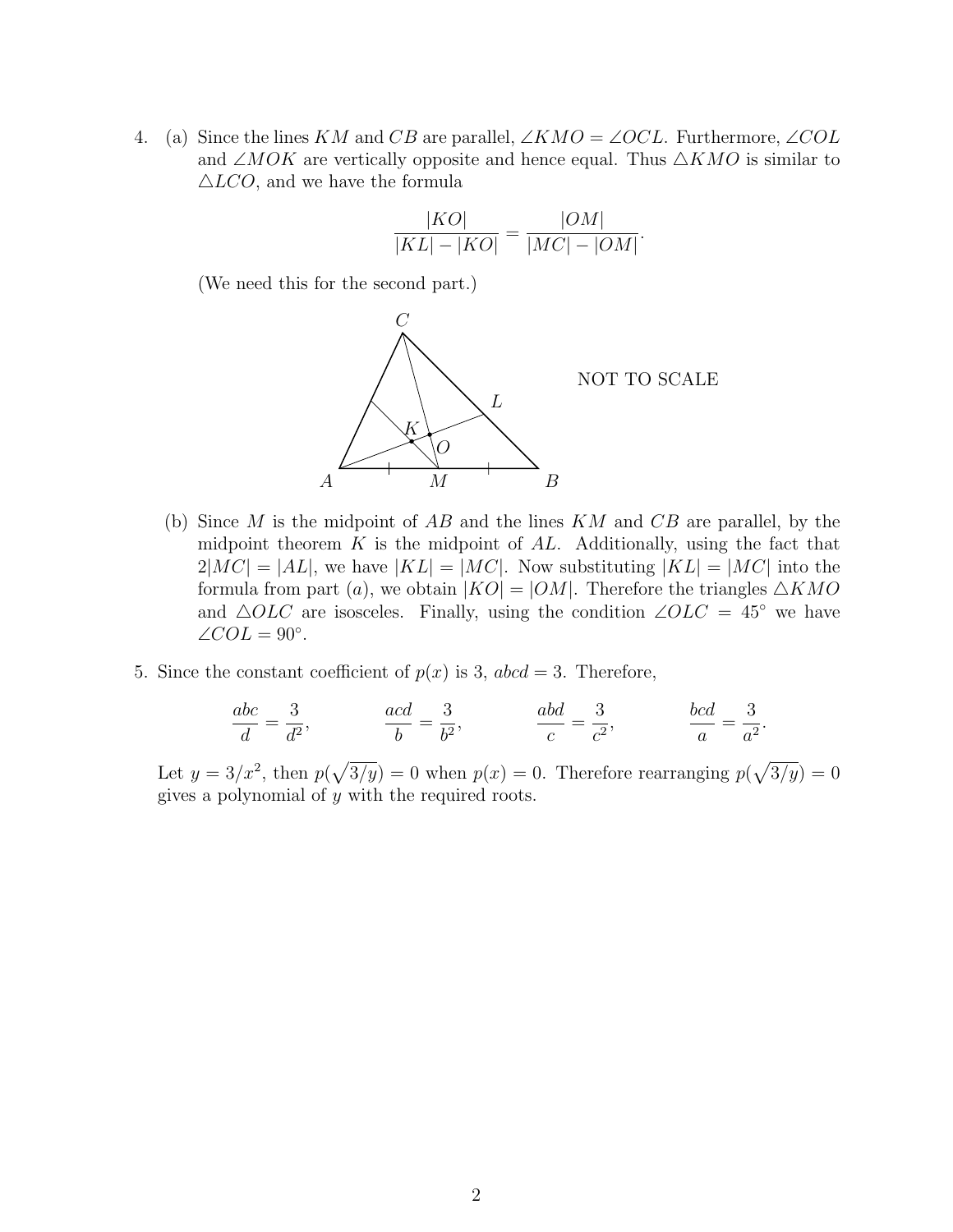4. (a) Since the lines $KM$ and $CB$ are parallel, $\angle KMO = \angle OCL$. Furthermore, $\angle COL$ and $\angle MOK$ are vertically opposite and hence equal. Thus $\triangle KMO$ is similar to $\triangle LCO$, and we have the formula

$$\frac{|KO|}{|KL| - |KO|} = \frac{|OM|}{|MC| - |OM|}.$$

(We need this for the second part.)

NOT TO SCALE

(b) Since $M$ is the midpoint of $AB$ and the lines $KM$ and $CB$ are parallel, by the midpoint theorem $K$ is the midpoint of $AL$. Additionally, using the fact that $2|MC| = |AL|$, we have $|KL| = |MC|$. Now substituting $|KL| = |MC|$ into the formula from part $(a)$, we obtain $|KO| = |OM|$. Therefore the triangles $\triangle KMO$ and $\triangle OLC$ are isosceles. Finally, using the condition $\angle OLC = 45^\circ$ we have $\angle COL = 90^\circ$.

5. Since the constant coefficient of $p(x)$ is 3, $abcd = 3$. Therefore,

$$\frac{abc}{d} = \frac{3}{d^2}, \qquad \frac{acd}{b} = \frac{3}{b^2}, \qquad \frac{abd}{c} = \frac{3}{c^2}, \qquad \frac{bcd}{a} = \frac{3}{a^2}.$$

Let $y = 3/x^2$, then $p(\sqrt{3/y}) = 0$ when $p(x) = 0$. Therefore rearranging $p(\sqrt{3/y}) = 0$ gives a polynomial of $y$ with the required roots.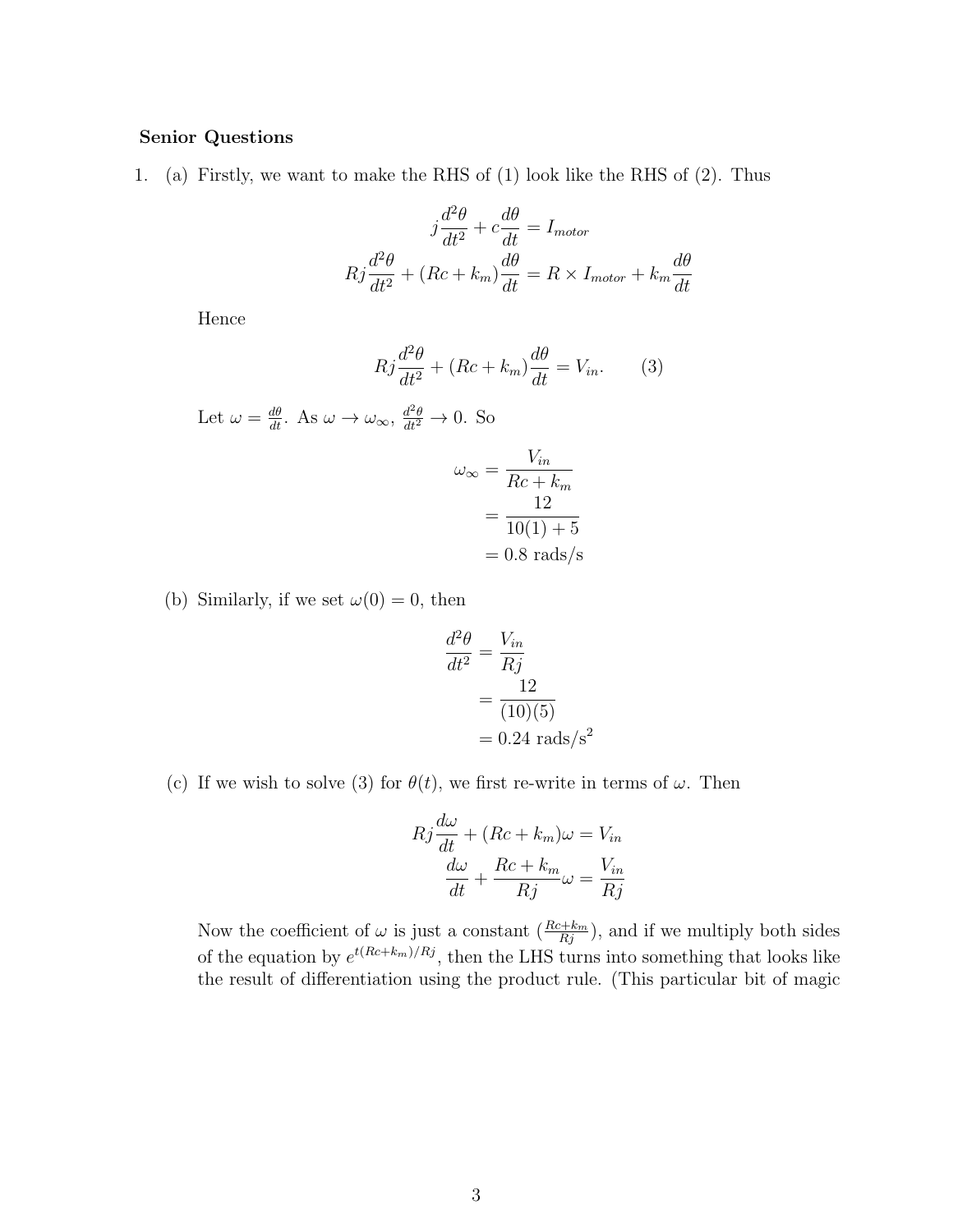**Senior Questions**

1. (a) Firstly, we want to make the RHS of (1) look like the RHS of (2). Thus

$$j\frac{d^2\theta}{dt^2} + c\frac{d\theta}{dt} = I_{motor}$$
$$Rj\frac{d^2\theta}{dt^2} + (Rc + k_m)\frac{d\theta}{dt} = R \times I_{motor} + k_m\frac{d\theta}{dt}$$

Hence

$$Rj\frac{d^2\theta}{dt^2} + (Rc + k_m)\frac{d\theta}{dt} = V_{in}. \qquad (3)$$

Let $\omega = \frac{d\theta}{dt}$. As $\omega \to \omega_\infty$, $\frac{d^2\theta}{dt^2} \to 0$. So

$$\begin{aligned}\omega_\infty &= \frac{V_{in}}{Rc + k_m} \\ &= \frac{12}{10(1) + 5} \\ &= 0.8 \text{ rads/s}\end{aligned}$$

(b) Similarly, if we set $\omega(0) = 0$, then

$$\begin{aligned}\frac{d^2\theta}{dt^2} &= \frac{V_{in}}{Rj} \\ &= \frac{12}{(10)(5)} \\ &= 0.24 \text{ rads/s}^2\end{aligned}$$

(c) If we wish to solve (3) for $\theta(t)$, we first re-write in terms of $\omega$. Then

$$Rj\frac{d\omega}{dt} + (Rc + k_m)\omega = V_{in}$$
$$\frac{d\omega}{dt} + \frac{Rc + k_m}{Rj}\omega = \frac{V_{in}}{Rj}$$

Now the coefficient of $\omega$ is just a constant ($\frac{Rc+k_m}{Rj}$), and if we multiply both sides of the equation by $e^{t(Rc+k_m)/Rj}$, then the LHS turns into something that looks like the result of differentiation using the product rule. (This particular bit of magic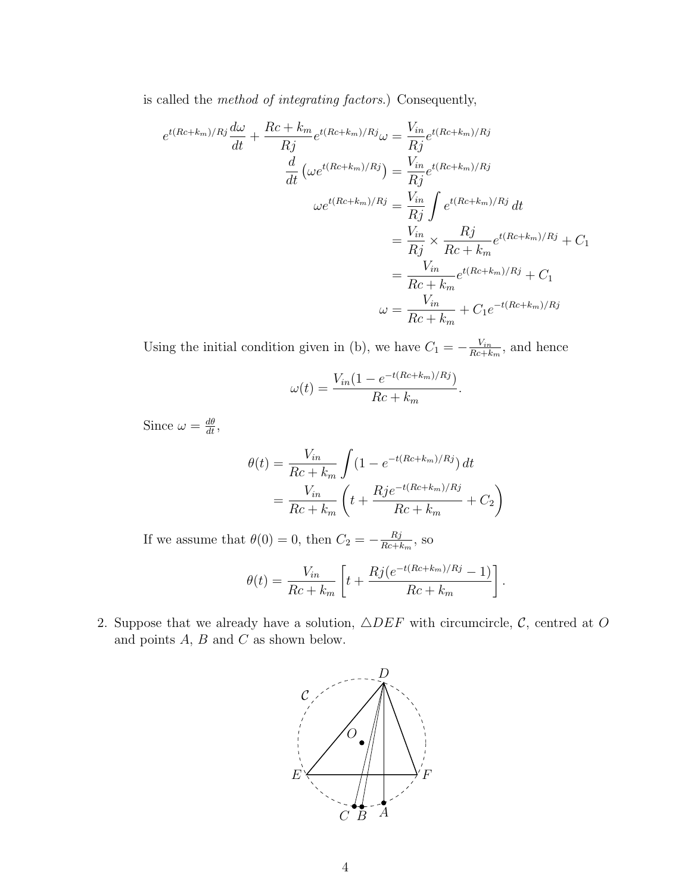is called the *method of integrating factors*.) Consequently,

$$
\begin{aligned}
e^{t(Rc+k_m)/Rj}\frac{d\omega}{dt} + \frac{Rc+k_m}{Rj}e^{t(Rc+k_m)/Rj}\omega &= \frac{V_{in}}{Rj}e^{t(Rc+k_m)/Rj} \\
\frac{d}{dt}\left(\omega e^{t(Rc+k_m)/Rj}\right) &= \frac{V_{in}}{Rj}e^{t(Rc+k_m)/Rj} \\
\omega e^{t(Rc+k_m)/Rj} &= \frac{V_{in}}{Rj}\int e^{t(Rc+k_m)/Rj}\,dt \\
&= \frac{V_{in}}{Rj} \times \frac{Rj}{Rc+k_m}e^{t(Rc+k_m)/Rj} + C_1 \\
&= \frac{V_{in}}{Rc+k_m}e^{t(Rc+k_m)/Rj} + C_1 \\
\omega &= \frac{V_{in}}{Rc+k_m} + C_1 e^{-t(Rc+k_m)/Rj}
\end{aligned}
$$

Using the initial condition given in (b), we have $C_1 = -\frac{V_{in}}{Rc+k_m}$, and hence

$$
\omega(t) = \frac{V_{in}(1 - e^{-t(Rc+k_m)/Rj})}{Rc+k_m}.
$$

Since $\omega = \frac{d\theta}{dt}$,

$$
\begin{aligned}
\theta(t) &= \frac{V_{in}}{Rc+k_m}\int (1 - e^{-t(Rc+k_m)/Rj})\,dt \\
&= \frac{V_{in}}{Rc+k_m}\left(t + \frac{Rje^{-t(Rc+k_m)/Rj}}{Rc+k_m} + C_2\right)
\end{aligned}
$$

If we assume that $\theta(0) = 0$, then $C_2 = -\frac{Rj}{Rc+k_m}$, so

$$
\theta(t) = \frac{V_{in}}{Rc+k_m}\left[t + \frac{Rj(e^{-t(Rc+k_m)/Rj} - 1)}{Rc+k_m}\right].
$$

2. Suppose that we already have a solution, $\triangle DEF$ with circumcircle, $\mathcal{C}$, centred at $O$ and points $A$, $B$ and $C$ as shown below.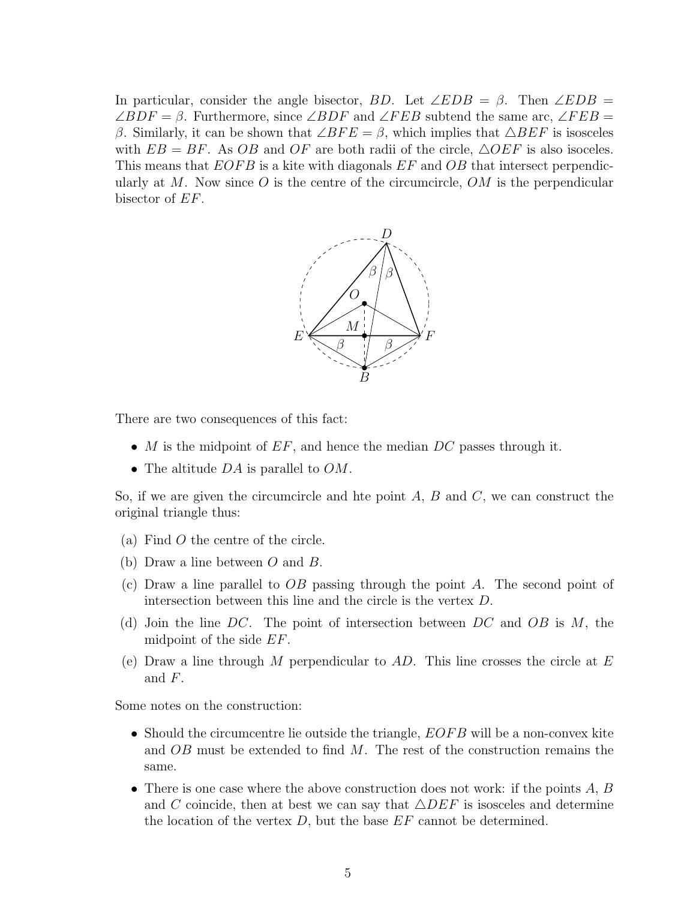In particular, consider the angle bisector, $BD$. Let $\angle EDB = \beta$. Then $\angle EDB = \angle BDF = \beta$. Furthermore, since $\angle BDF$ and $\angle FEB$ subtend the same arc, $\angle FEB = \beta$. Similarly, it can be shown that $\angle BFE = \beta$, which implies that $\triangle BEF$ is isosceles with $EB = BF$. As $OB$ and $OF$ are both radii of the circle, $\triangle OEF$ is also isoceles. This means that $EOFB$ is a kite with diagonals $EF$ and $OB$ that intersect perpendicularly at $M$. Now since $O$ is the centre of the circumcircle, $OM$ is the perpendicular bisector of $EF$.

D
β
β
O
M
E
F
β
β
B

There are two consequences of this fact:

- $M$ is the midpoint of $EF$, and hence the median $DC$ passes through it.
- The altitude $DA$ is parallel to $OM$.

So, if we are given the circumcircle and hte point $A$, $B$ and $C$, we can construct the original triangle thus:

(a) Find $O$ the centre of the circle.

(b) Draw a line between $O$ and $B$.

(c) Draw a line parallel to $OB$ passing through the point $A$. The second point of intersection between this line and the circle is the vertex $D$.

(d) Join the line $DC$. The point of intersection between $DC$ and $OB$ is $M$, the midpoint of the side $EF$.

(e) Draw a line through $M$ perpendicular to $AD$. This line crosses the circle at $E$ and $F$.

Some notes on the construction:

- Should the circumcentre lie outside the triangle, $EOFB$ will be a non-convex kite and $OB$ must be extended to find $M$. The rest of the construction remains the same.
- There is one case where the above construction does not work: if the points $A$, $B$ and $C$ coincide, then at best we can say that $\triangle DEF$ is isosceles and determine the location of the vertex $D$, but the base $EF$ cannot be determined.